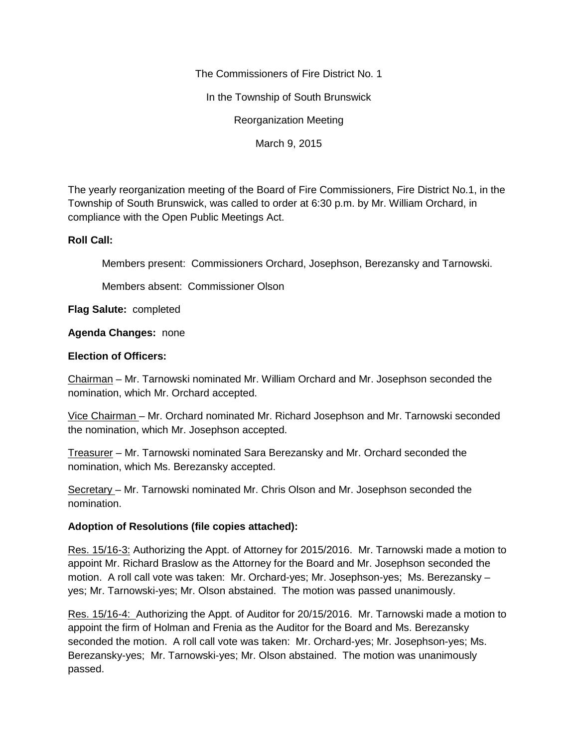The Commissioners of Fire District No. 1

In the Township of South Brunswick

Reorganization Meeting

March 9, 2015

The yearly reorganization meeting of the Board of Fire Commissioners, Fire District No.1, in the Township of South Brunswick, was called to order at 6:30 p.m. by Mr. William Orchard, in compliance with the Open Public Meetings Act.

**Roll Call:**

Members present: Commissioners Orchard, Josephson, Berezansky and Tarnowski.

Members absent: Commissioner Olson

**Flag Salute:** completed

**Agenda Changes:** none

**Election of Officers:**

Chairman – Mr. Tarnowski nominated Mr. William Orchard and Mr. Josephson seconded the nomination, which Mr. Orchard accepted.

Vice Chairman – Mr. Orchard nominated Mr. Richard Josephson and Mr. Tarnowski seconded the nomination, which Mr. Josephson accepted.

Treasurer – Mr. Tarnowski nominated Sara Berezansky and Mr. Orchard seconded the nomination, which Ms. Berezansky accepted.

Secretary – Mr. Tarnowski nominated Mr. Chris Olson and Mr. Josephson seconded the nomination.

**Adoption of Resolutions (file copies attached):**

Res. 15/16-3: Authorizing the Appt. of Attorney for 2015/2016. Mr. Tarnowski made a motion to appoint Mr. Richard Braslow as the Attorney for the Board and Mr. Josephson seconded the motion. A roll call vote was taken: Mr. Orchard-yes; Mr. Josephson-yes; Ms. Berezansky – yes; Mr. Tarnowski-yes; Mr. Olson abstained. The motion was passed unanimously.

Res. 15/16-4: Authorizing the Appt. of Auditor for 20/15/2016. Mr. Tarnowski made a motion to appoint the firm of Holman and Frenia as the Auditor for the Board and Ms. Berezansky seconded the motion. A roll call vote was taken: Mr. Orchard-yes; Mr. Josephson-yes; Ms. Berezansky-yes; Mr. Tarnowski-yes; Mr. Olson abstained. The motion was unanimously passed.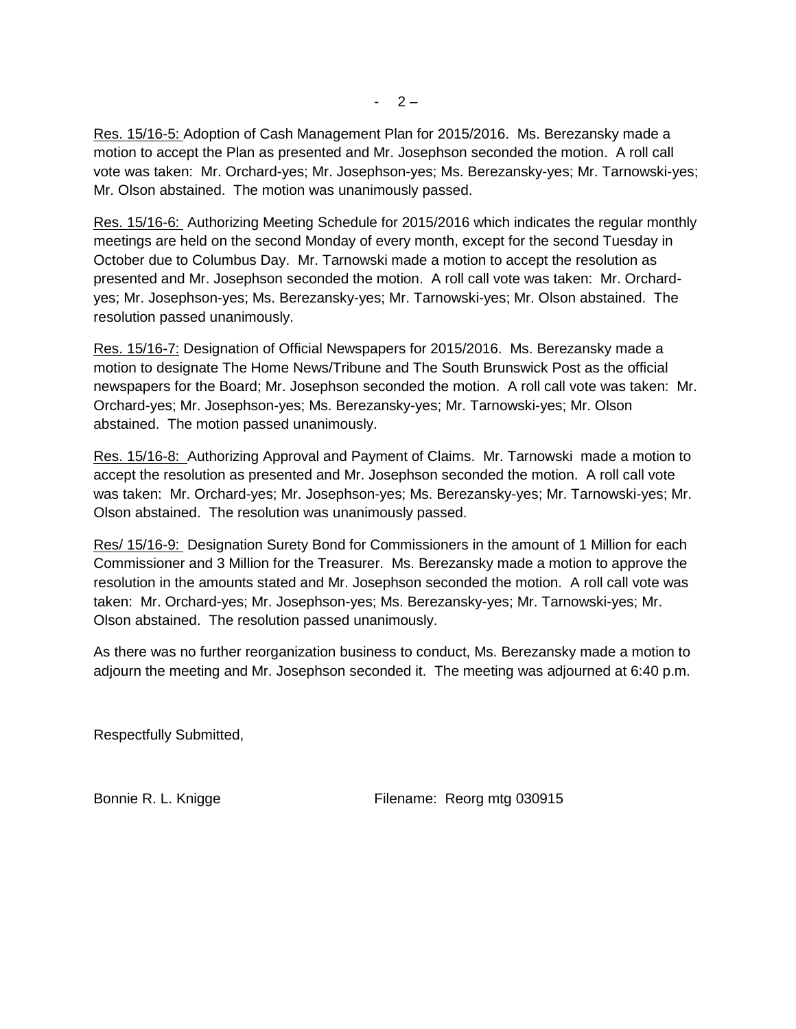Res. 15/16-5: Adoption of Cash Management Plan for 2015/2016. Ms. Berezansky made a motion to accept the Plan as presented and Mr. Josephson seconded the motion. A roll call vote was taken: Mr. Orchard-yes; Mr. Josephson-yes; Ms. Berezansky-yes; Mr. Tarnowski-yes; Mr. Olson abstained. The motion was unanimously passed.

Res. 15/16-6: Authorizing Meeting Schedule for 2015/2016 which indicates the regular monthly meetings are held on the second Monday of every month, except for the second Tuesday in October due to Columbus Day. Mr. Tarnowski made a motion to accept the resolution as presented and Mr. Josephson seconded the motion. A roll call vote was taken: Mr. Orchard-yes; Mr. Josephson-yes; Ms. Berezansky-yes; Mr. Tarnowski-yes; Mr. Olson abstained. The resolution passed unanimously.

Res. 15/16-7: Designation of Official Newspapers for 2015/2016. Ms. Berezansky made a motion to designate The Home News/Tribune and The South Brunswick Post as the official newspapers for the Board; Mr. Josephson seconded the motion. A roll call vote was taken: Mr. Orchard-yes; Mr. Josephson-yes; Ms. Berezansky-yes; Mr. Tarnowski-yes; Mr. Olson abstained. The motion passed unanimously.

Res. 15/16-8: Authorizing Approval and Payment of Claims. Mr. Tarnowski made a motion to accept the resolution as presented and Mr. Josephson seconded the motion. A roll call vote was taken: Mr. Orchard-yes; Mr. Josephson-yes; Ms. Berezansky-yes; Mr. Tarnowski-yes; Mr. Olson abstained. The resolution was unanimously passed.

Res/ 15/16-9: Designation Surety Bond for Commissioners in the amount of 1 Million for each Commissioner and 3 Million for the Treasurer. Ms. Berezansky made a motion to approve the resolution in the amounts stated and Mr. Josephson seconded the motion. A roll call vote was taken: Mr. Orchard-yes; Mr. Josephson-yes; Ms. Berezansky-yes; Mr. Tarnowski-yes; Mr. Olson abstained. The resolution passed unanimously.

As there was no further reorganization business to conduct, Ms. Berezansky made a motion to adjourn the meeting and Mr. Josephson seconded it. The meeting was adjourned at 6:40 p.m.

Respectfully Submitted,

Bonnie R. L. Knigge Filename: Reorg mtg 030915